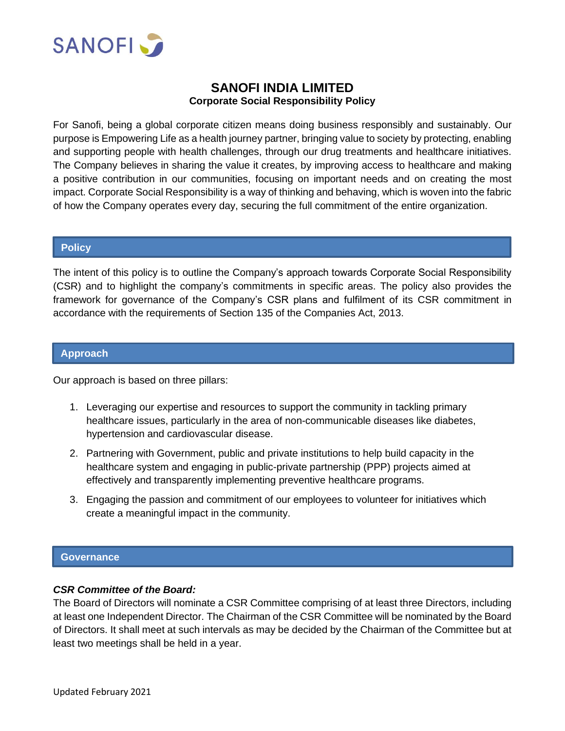# SANOFI INDIA LIMITED

## Corporate Social Responsibility Policy

For Sanofi, being a global corporate citizen means doing business responsibly and sustainably. Our purpose is Empowering Life as a health journey partner, bringing value to society by protecting, enabling and supporting people with health challenges, through our drug treatments and healthcare initiatives. The Company believes in sharing the value it creates, by improving access to healthcare and making a positive contribution in our communities, focusing on important needs and on creating the most impact. Corporate Social Responsibility is a way of thinking and behaving, which is woven into the fabric of how the Company operates every day, securing the full commitment of the entire organization.

## Policy

The intent of this policy is to outline the Company's approach towards Corporate Social Responsibility (CSR) and to highlight the company's commitments in specific areas. The policy also provides the framework for governance of the Company's CSR plans and fulfilment of its CSR commitment in accordance with the requirements of Section 135 of the Companies Act, 2013.

## Approach

Our approach is based on three pillars:

1. Leveraging our expertise and resources to support the community in tackling primary healthcare issues, particularly in the area of non-communicable diseases like diabetes, hypertension and cardiovascular disease.
2. Partnering with Government, public and private institutions to help build capacity in the healthcare system and engaging in public-private partnership (PPP) projects aimed at effectively and transparently implementing preventive healthcare programs.
3. Engaging the passion and commitment of our employees to volunteer for initiatives which create a meaningful impact in the community.

## Governance

***CSR Committee of the Board:***

The Board of Directors will nominate a CSR Committee comprising of at least three Directors, including at least one Independent Director. The Chairman of the CSR Committee will be nominated by the Board of Directors. It shall meet at such intervals as may be decided by the Chairman of the Committee but at least two meetings shall be held in a year.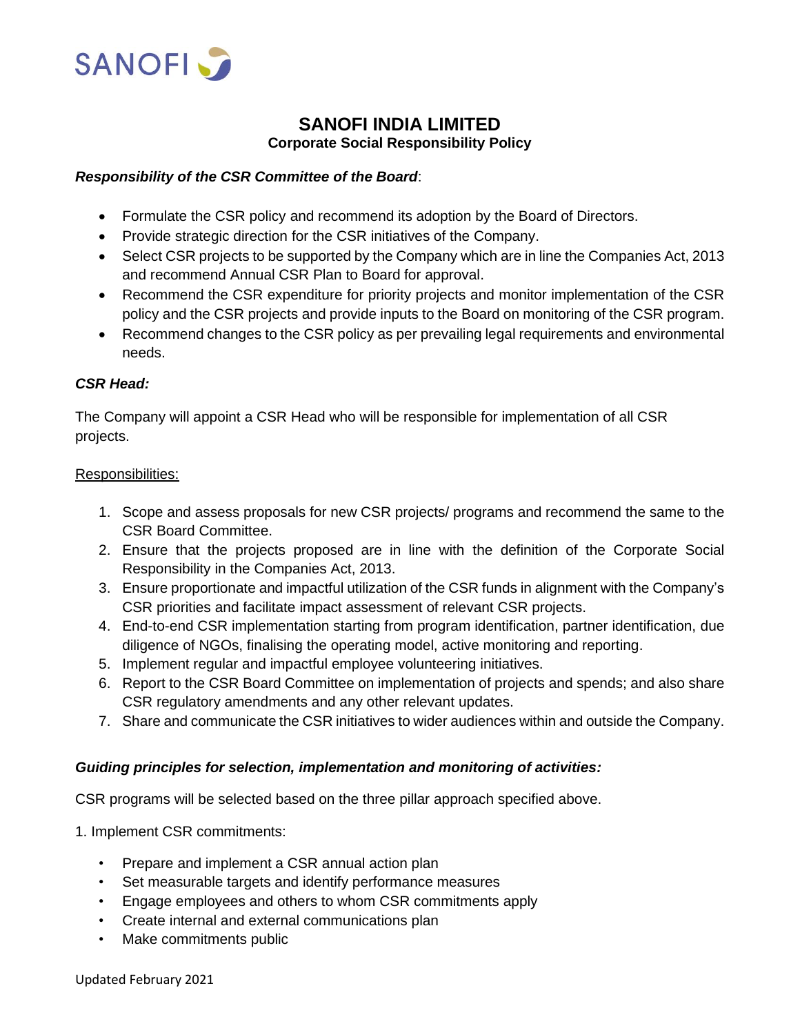# SANOFI INDIA LIMITED

## Corporate Social Responsibility Policy

***Responsibility of the CSR Committee of the Board***:

- Formulate the CSR policy and recommend its adoption by the Board of Directors.
- Provide strategic direction for the CSR initiatives of the Company.
- Select CSR projects to be supported by the Company which are in line the Companies Act, 2013 and recommend Annual CSR Plan to Board for approval.
- Recommend the CSR expenditure for priority projects and monitor implementation of the CSR policy and the CSR projects and provide inputs to the Board on monitoring of the CSR program.
- Recommend changes to the CSR policy as per prevailing legal requirements and environmental needs.

***CSR Head:***

The Company will appoint a CSR Head who will be responsible for implementation of all CSR projects.

Responsibilities:

1. Scope and assess proposals for new CSR projects/ programs and recommend the same to the CSR Board Committee.
2. Ensure that the projects proposed are in line with the definition of the Corporate Social Responsibility in the Companies Act, 2013.
3. Ensure proportionate and impactful utilization of the CSR funds in alignment with the Company's CSR priorities and facilitate impact assessment of relevant CSR projects.
4. End-to-end CSR implementation starting from program identification, partner identification, due diligence of NGOs, finalising the operating model, active monitoring and reporting.
5. Implement regular and impactful employee volunteering initiatives.
6. Report to the CSR Board Committee on implementation of projects and spends; and also share CSR regulatory amendments and any other relevant updates.
7. Share and communicate the CSR initiatives to wider audiences within and outside the Company.

***Guiding principles for selection, implementation and monitoring of activities:***

CSR programs will be selected based on the three pillar approach specified above.

1. Implement CSR commitments:

- Prepare and implement a CSR annual action plan
- Set measurable targets and identify performance measures
- Engage employees and others to whom CSR commitments apply
- Create internal and external communications plan
- Make commitments public

Updated February 2021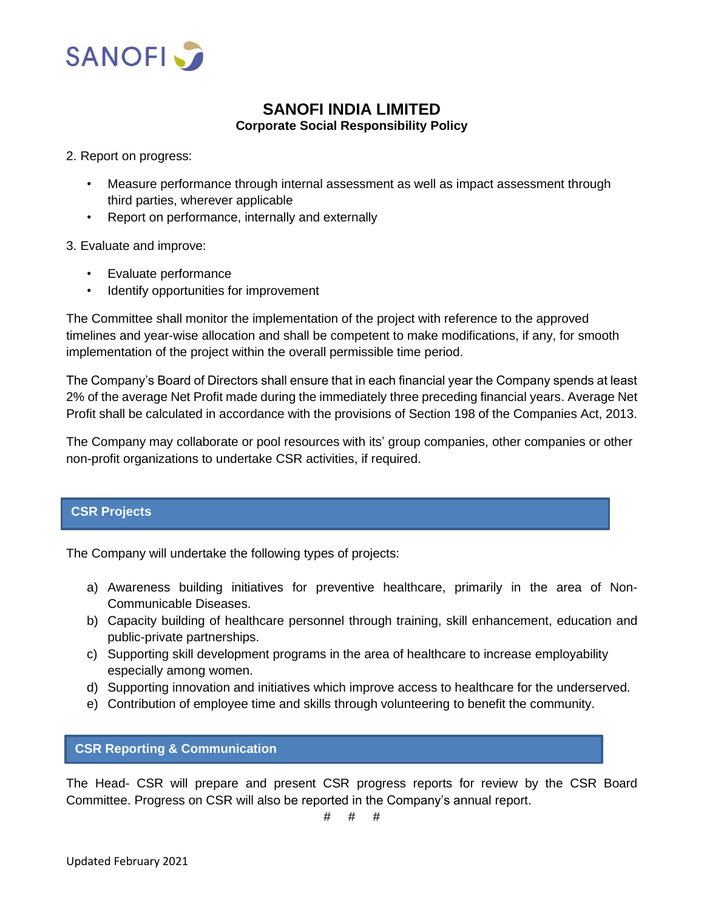2. Report on progress:

- Measure performance through internal assessment as well as impact assessment through third parties, wherever applicable
- Report on performance, internally and externally

3. Evaluate and improve:

- Evaluate performance
- Identify opportunities for improvement

The Committee shall monitor the implementation of the project with reference to the approved timelines and year-wise allocation and shall be competent to make modifications, if any, for smooth implementation of the project within the overall permissible time period.

The Company's Board of Directors shall ensure that in each financial year the Company spends at least 2% of the average Net Profit made during the immediately three preceding financial years. Average Net Profit shall be calculated in accordance with the provisions of Section 198 of the Companies Act, 2013.

The Company may collaborate or pool resources with its' group companies, other companies or other non-profit organizations to undertake CSR activities, if required.

## CSR Projects

The Company will undertake the following types of projects:

a) Awareness building initiatives for preventive healthcare, primarily in the area of Non-Communicable Diseases.
b) Capacity building of healthcare personnel through training, skill enhancement, education and public-private partnerships.
c) Supporting skill development programs in the area of healthcare to increase employability especially among women.
d) Supporting innovation and initiatives which improve access to healthcare for the underserved.
e) Contribution of employee time and skills through volunteering to benefit the community.

## CSR Reporting & Communication

The Head- CSR will prepare and present CSR progress reports for review by the CSR Board Committee. Progress on CSR will also be reported in the Company's annual report.

# # #

Updated February 2021